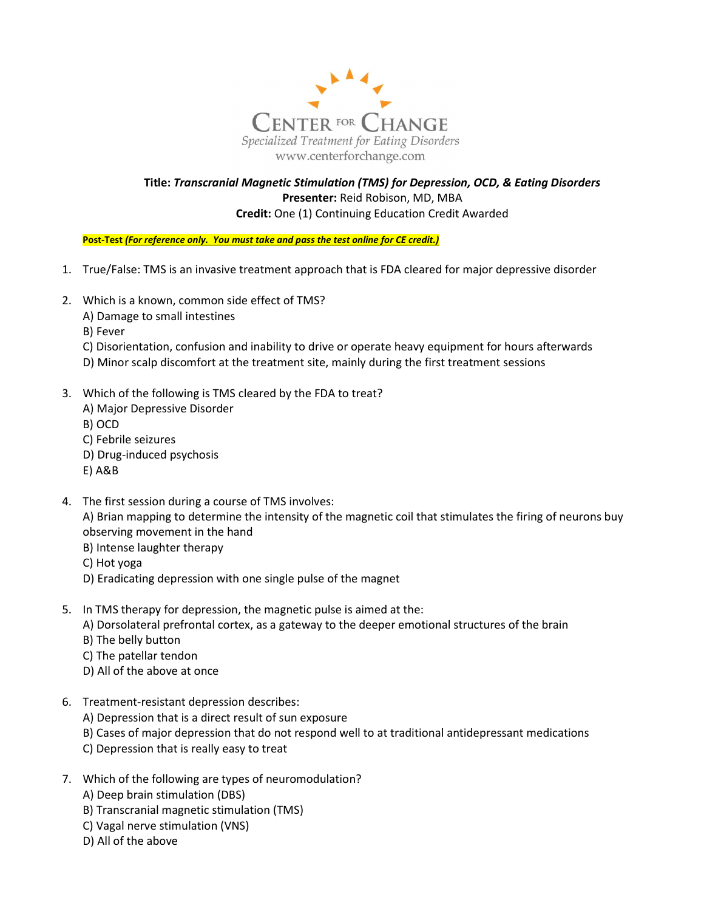CENTER FOR CHANGE
Specialized Treatment for Eating Disorders
www.centerforchange.com

**Title:** ***Transcranial Magnetic Stimulation (TMS) for Depression, OCD, & Eating Disorders***
**Presenter:** Reid Robison, MD, MBA
**Credit:** One (1) Continuing Education Credit Awarded

**Post-Test** ***(For reference only. You must take and pass the test online for CE credit.)***

1. True/False: TMS is an invasive treatment approach that is FDA cleared for major depressive disorder

2. Which is a known, common side effect of TMS?
   A) Damage to small intestines
   B) Fever
   C) Disorientation, confusion and inability to drive or operate heavy equipment for hours afterwards
   D) Minor scalp discomfort at the treatment site, mainly during the first treatment sessions

3. Which of the following is TMS cleared by the FDA to treat?
   A) Major Depressive Disorder
   B) OCD
   C) Febrile seizures
   D) Drug-induced psychosis
   E) A&B

4. The first session during a course of TMS involves:
   A) Brian mapping to determine the intensity of the magnetic coil that stimulates the firing of neurons buy observing movement in the hand
   B) Intense laughter therapy
   C) Hot yoga
   D) Eradicating depression with one single pulse of the magnet

5. In TMS therapy for depression, the magnetic pulse is aimed at the:
   A) Dorsolateral prefrontal cortex, as a gateway to the deeper emotional structures of the brain
   B) The belly button
   C) The patellar tendon
   D) All of the above at once

6. Treatment-resistant depression describes:
   A) Depression that is a direct result of sun exposure
   B) Cases of major depression that do not respond well to at traditional antidepressant medications
   C) Depression that is really easy to treat

7. Which of the following are types of neuromodulation?
   A) Deep brain stimulation (DBS)
   B) Transcranial magnetic stimulation (TMS)
   C) Vagal nerve stimulation (VNS)
   D) All of the above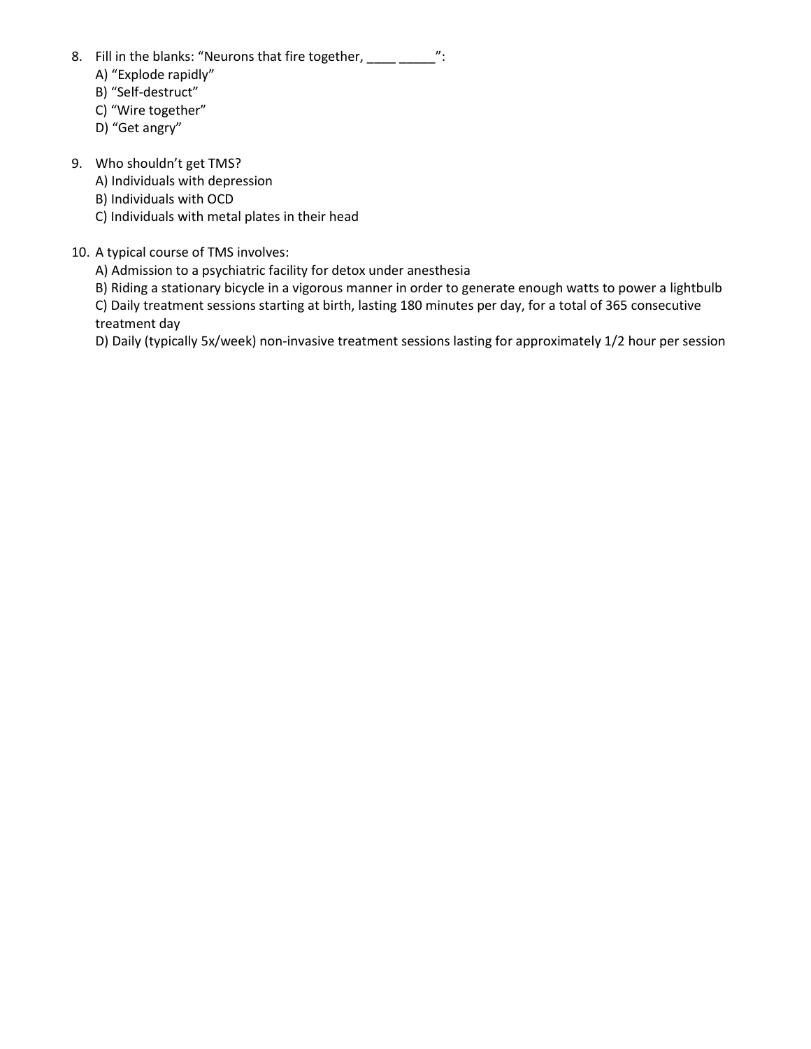8. Fill in the blanks: "Neurons that fire together, ____ _____":
   A) "Explode rapidly"
   B) "Self-destruct"
   C) "Wire together"
   D) "Get angry"

9. Who shouldn't get TMS?
   A) Individuals with depression
   B) Individuals with OCD
   C) Individuals with metal plates in their head

10. A typical course of TMS involves:
    A) Admission to a psychiatric facility for detox under anesthesia
    B) Riding a stationary bicycle in a vigorous manner in order to generate enough watts to power a lightbulb
    C) Daily treatment sessions starting at birth, lasting 180 minutes per day, for a total of 365 consecutive treatment day
    D) Daily (typically 5x/week) non-invasive treatment sessions lasting for approximately 1/2 hour per session